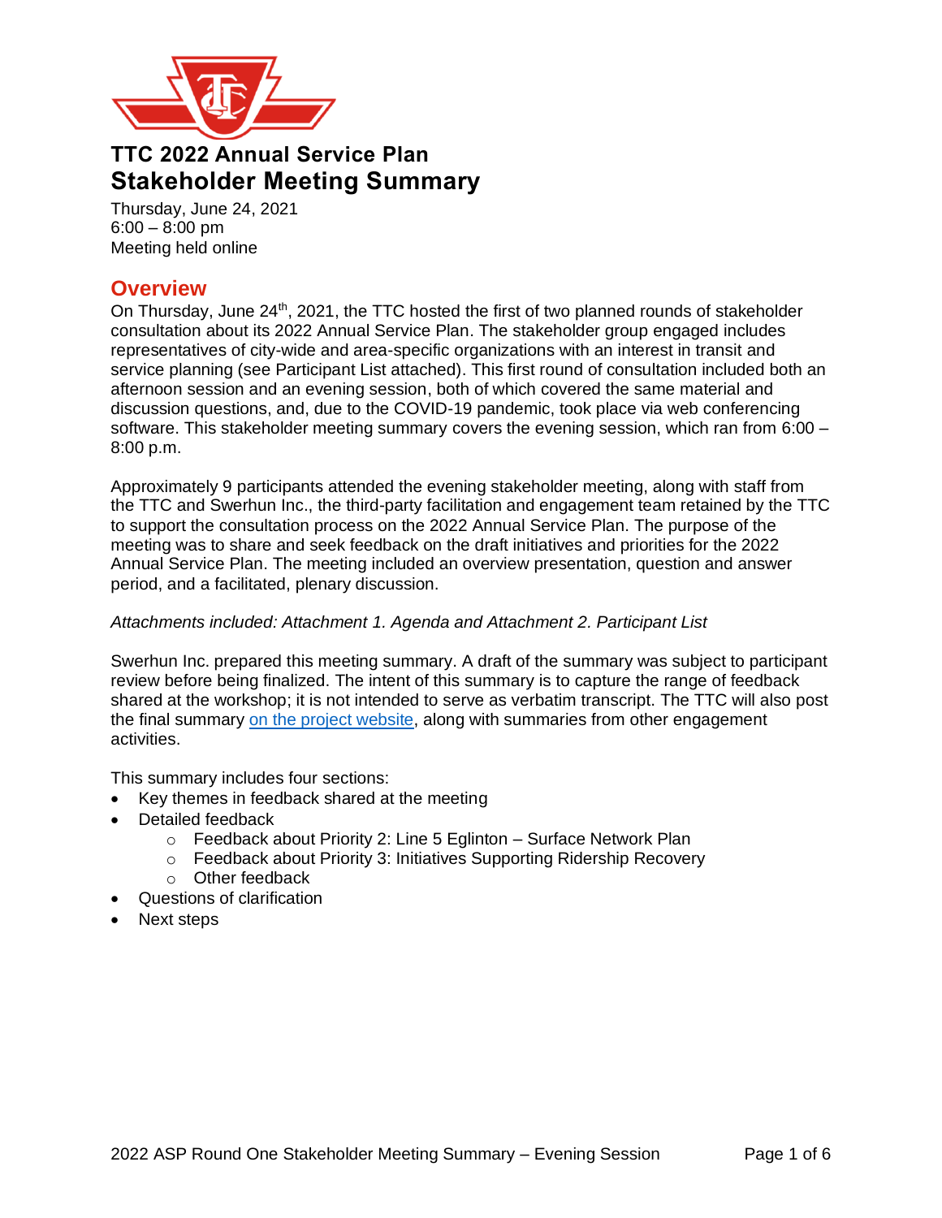# TTC 2022 Annual Service Plan
# Stakeholder Meeting Summary

Thursday, June 24, 2021
6:00 – 8:00 pm
Meeting held online

## Overview

On Thursday, June 24th, 2021, the TTC hosted the first of two planned rounds of stakeholder consultation about its 2022 Annual Service Plan. The stakeholder group engaged includes representatives of city-wide and area-specific organizations with an interest in transit and service planning (see Participant List attached). This first round of consultation included both an afternoon session and an evening session, both of which covered the same material and discussion questions, and, due to the COVID-19 pandemic, took place via web conferencing software. This stakeholder meeting summary covers the evening session, which ran from 6:00 – 8:00 p.m.

Approximately 9 participants attended the evening stakeholder meeting, along with staff from the TTC and Swerhun Inc., the third-party facilitation and engagement team retained by the TTC to support the consultation process on the 2022 Annual Service Plan. The purpose of the meeting was to share and seek feedback on the draft initiatives and priorities for the 2022 Annual Service Plan. The meeting included an overview presentation, question and answer period, and a facilitated, plenary discussion.

*Attachments included: Attachment 1. Agenda and Attachment 2. Participant List*

Swerhun Inc. prepared this meeting summary. A draft of the summary was subject to participant review before being finalized. The intent of this summary is to capture the range of feedback shared at the workshop; it is not intended to serve as verbatim transcript. The TTC will also post the final summary on the project website, along with summaries from other engagement activities.

This summary includes four sections:

- Key themes in feedback shared at the meeting
- Detailed feedback
  - Feedback about Priority 2: Line 5 Eglinton – Surface Network Plan
  - Feedback about Priority 3: Initiatives Supporting Ridership Recovery
  - Other feedback
- Questions of clarification
- Next steps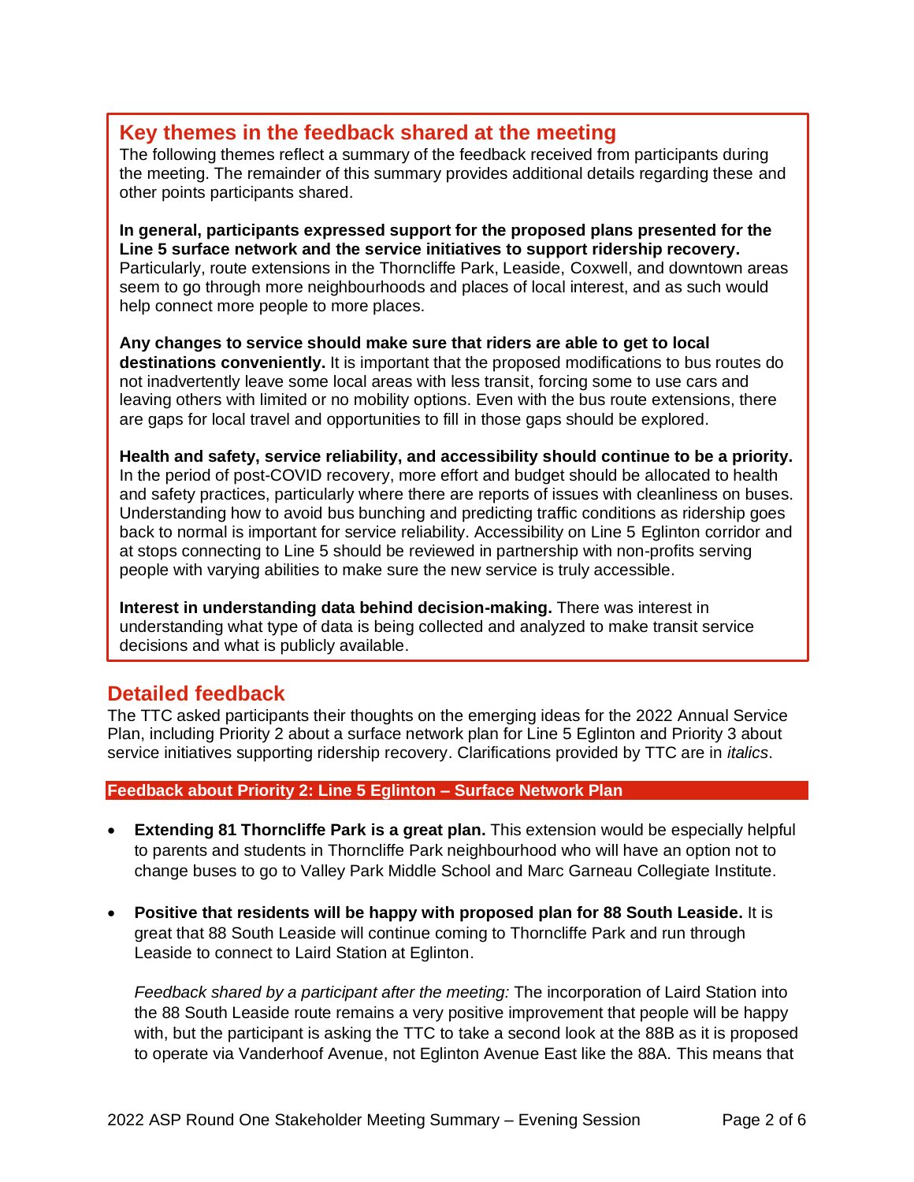## Key themes in the feedback shared at the meeting

The following themes reflect a summary of the feedback received from participants during the meeting. The remainder of this summary provides additional details regarding these and other points participants shared.

**In general, participants expressed support for the proposed plans presented for the Line 5 surface network and the service initiatives to support ridership recovery.** Particularly, route extensions in the Thorncliffe Park, Leaside, Coxwell, and downtown areas seem to go through more neighbourhoods and places of local interest, and as such would help connect more people to more places.

**Any changes to service should make sure that riders are able to get to local destinations conveniently.** It is important that the proposed modifications to bus routes do not inadvertently leave some local areas with less transit, forcing some to use cars and leaving others with limited or no mobility options. Even with the bus route extensions, there are gaps for local travel and opportunities to fill in those gaps should be explored.

**Health and safety, service reliability, and accessibility should continue to be a priority.** In the period of post-COVID recovery, more effort and budget should be allocated to health and safety practices, particularly where there are reports of issues with cleanliness on buses. Understanding how to avoid bus bunching and predicting traffic conditions as ridership goes back to normal is important for service reliability. Accessibility on Line 5 Eglinton corridor and at stops connecting to Line 5 should be reviewed in partnership with non-profits serving people with varying abilities to make sure the new service is truly accessible.

**Interest in understanding data behind decision-making.** There was interest in understanding what type of data is being collected and analyzed to make transit service decisions and what is publicly available.

## Detailed feedback

The TTC asked participants their thoughts on the emerging ideas for the 2022 Annual Service Plan, including Priority 2 about a surface network plan for Line 5 Eglinton and Priority 3 about service initiatives supporting ridership recovery. Clarifications provided by TTC are in *italics*.

### Feedback about Priority 2: Line 5 Eglinton – Surface Network Plan

- **Extending 81 Thorncliffe Park is a great plan.** This extension would be especially helpful to parents and students in Thorncliffe Park neighbourhood who will have an option not to change buses to go to Valley Park Middle School and Marc Garneau Collegiate Institute.

- **Positive that residents will be happy with proposed plan for 88 South Leaside.** It is great that 88 South Leaside will continue coming to Thorncliffe Park and run through Leaside to connect to Laird Station at Eglinton.

  *Feedback shared by a participant after the meeting:* The incorporation of Laird Station into the 88 South Leaside route remains a very positive improvement that people will be happy with, but the participant is asking the TTC to take a second look at the 88B as it is proposed to operate via Vanderhoof Avenue, not Eglinton Avenue East like the 88A. This means that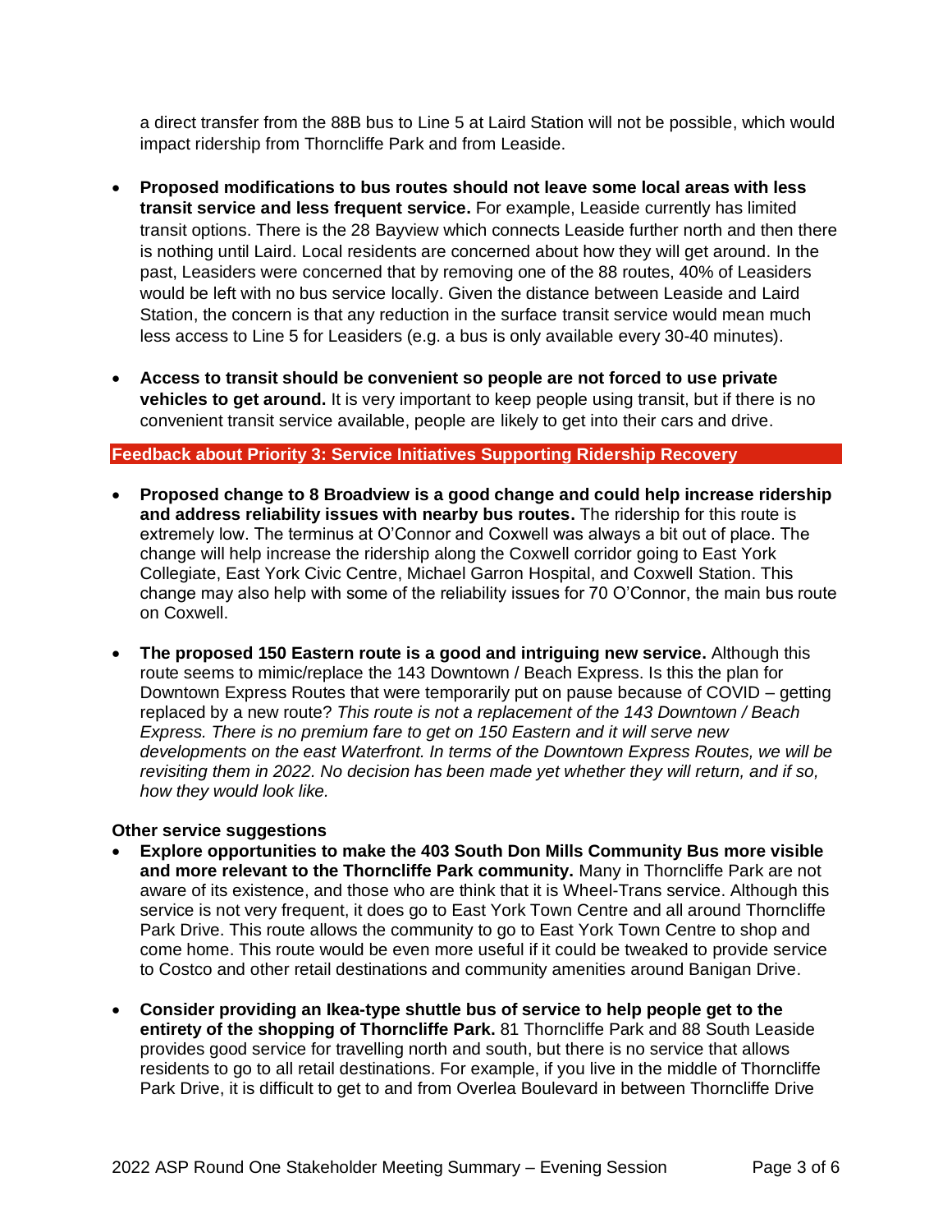a direct transfer from the 88B bus to Line 5 at Laird Station will not be possible, which would impact ridership from Thorncliffe Park and from Leaside.

- **Proposed modifications to bus routes should not leave some local areas with less transit service and less frequent service.** For example, Leaside currently has limited transit options. There is the 28 Bayview which connects Leaside further north and then there is nothing until Laird. Local residents are concerned about how they will get around. In the past, Leasiders were concerned that by removing one of the 88 routes, 40% of Leasiders would be left with no bus service locally. Given the distance between Leaside and Laird Station, the concern is that any reduction in the surface transit service would mean much less access to Line 5 for Leasiders (e.g. a bus is only available every 30-40 minutes).

- **Access to transit should be convenient so people are not forced to use private vehicles to get around.** It is very important to keep people using transit, but if there is no convenient transit service available, people are likely to get into their cars and drive.

## Feedback about Priority 3: Service Initiatives Supporting Ridership Recovery

- **Proposed change to 8 Broadview is a good change and could help increase ridership and address reliability issues with nearby bus routes.** The ridership for this route is extremely low. The terminus at O'Connor and Coxwell was always a bit out of place. The change will help increase the ridership along the Coxwell corridor going to East York Collegiate, East York Civic Centre, Michael Garron Hospital, and Coxwell Station. This change may also help with some of the reliability issues for 70 O'Connor, the main bus route on Coxwell.

- **The proposed 150 Eastern route is a good and intriguing new service.** Although this route seems to mimic/replace the 143 Downtown / Beach Express. Is this the plan for Downtown Express Routes that were temporarily put on pause because of COVID – getting replaced by a new route? *This route is not a replacement of the 143 Downtown / Beach Express. There is no premium fare to get on 150 Eastern and it will serve new developments on the east Waterfront. In terms of the Downtown Express Routes, we will be revisiting them in 2022. No decision has been made yet whether they will return, and if so, how they would look like.*

### Other service suggestions

- **Explore opportunities to make the 403 South Don Mills Community Bus more visible and more relevant to the Thorncliffe Park community.** Many in Thorncliffe Park are not aware of its existence, and those who are think that it is Wheel-Trans service. Although this service is not very frequent, it does go to East York Town Centre and all around Thorncliffe Park Drive. This route allows the community to go to East York Town Centre to shop and come home. This route would be even more useful if it could be tweaked to provide service to Costco and other retail destinations and community amenities around Banigan Drive.

- **Consider providing an Ikea-type shuttle bus of service to help people get to the entirety of the shopping of Thorncliffe Park.** 81 Thorncliffe Park and 88 South Leaside provides good service for travelling north and south, but there is no service that allows residents to go to all retail destinations. For example, if you live in the middle of Thorncliffe Park Drive, it is difficult to get to and from Overlea Boulevard in between Thorncliffe Drive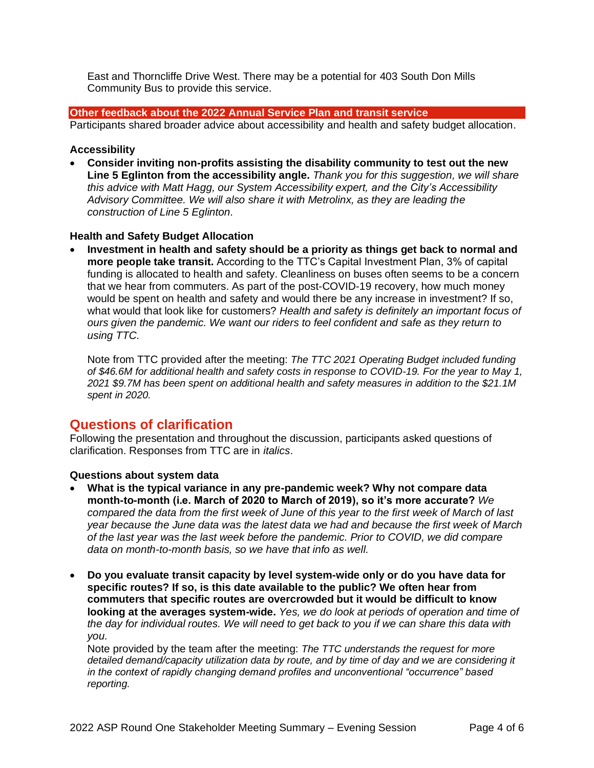East and Thorncliffe Drive West. There may be a potential for 403 South Don Mills Community Bus to provide this service.

### Other feedback about the 2022 Annual Service Plan and transit service

Participants shared broader advice about accessibility and health and safety budget allocation.

#### Accessibility

- **Consider inviting non-profits assisting the disability community to test out the new Line 5 Eglinton from the accessibility angle.** *Thank you for this suggestion, we will share this advice with Matt Hagg, our System Accessibility expert, and the City's Accessibility Advisory Committee. We will also share it with Metrolinx, as they are leading the construction of Line 5 Eglinton.*

#### Health and Safety Budget Allocation

- **Investment in health and safety should be a priority as things get back to normal and more people take transit.** According to the TTC's Capital Investment Plan, 3% of capital funding is allocated to health and safety. Cleanliness on buses often seems to be a concern that we hear from commuters. As part of the post-COVID-19 recovery, how much money would be spent on health and safety and would there be any increase in investment? If so, what would that look like for customers? *Health and safety is definitely an important focus of ours given the pandemic. We want our riders to feel confident and safe as they return to using TTC.*

  Note from TTC provided after the meeting: *The TTC 2021 Operating Budget included funding of $46.6M for additional health and safety costs in response to COVID-19. For the year to May 1, 2021 $9.7M has been spent on additional health and safety measures in addition to the $21.1M spent in 2020.*

## Questions of clarification

Following the presentation and throughout the discussion, participants asked questions of clarification. Responses from TTC are in *italics*.

#### Questions about system data

- **What is the typical variance in any pre-pandemic week? Why not compare data month-to-month (i.e. March of 2020 to March of 2019), so it's more accurate?** *We compared the data from the first week of June of this year to the first week of March of last year because the June data was the latest data we had and because the first week of March of the last year was the last week before the pandemic. Prior to COVID, we did compare data on month-to-month basis, so we have that info as well.*

- **Do you evaluate transit capacity by level system-wide only or do you have data for specific routes? If so, is this date available to the public? We often hear from commuters that specific routes are overcrowded but it would be difficult to know looking at the averages system-wide.** *Yes, we do look at periods of operation and time of the day for individual routes. We will need to get back to you if we can share this data with you.*

  Note provided by the team after the meeting: *The TTC understands the request for more detailed demand/capacity utilization data by route, and by time of day and we are considering it in the context of rapidly changing demand profiles and unconventional "occurrence" based reporting.*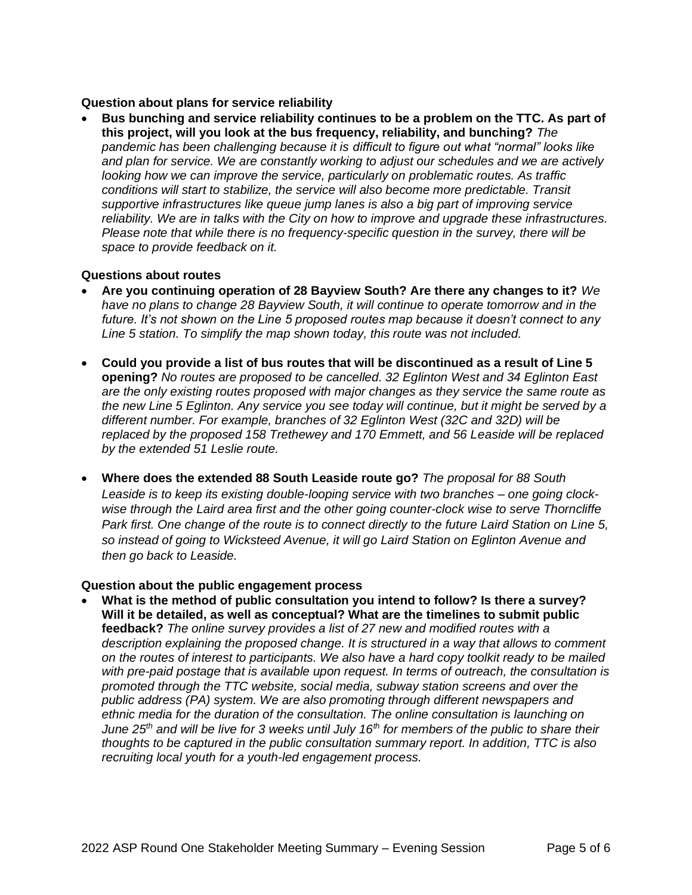**Question about plans for service reliability**

- **Bus bunching and service reliability continues to be a problem on the TTC. As part of this project, will you look at the bus frequency, reliability, and bunching?** *The pandemic has been challenging because it is difficult to figure out what "normal" looks like and plan for service. We are constantly working to adjust our schedules and we are actively looking how we can improve the service, particularly on problematic routes. As traffic conditions will start to stabilize, the service will also become more predictable. Transit supportive infrastructures like queue jump lanes is also a big part of improving service reliability. We are in talks with the City on how to improve and upgrade these infrastructures. Please note that while there is no frequency-specific question in the survey, there will be space to provide feedback on it.*

**Questions about routes**

- **Are you continuing operation of 28 Bayview South? Are there any changes to it?** *We have no plans to change 28 Bayview South, it will continue to operate tomorrow and in the future. It's not shown on the Line 5 proposed routes map because it doesn't connect to any Line 5 station. To simplify the map shown today, this route was not included.*

- **Could you provide a list of bus routes that will be discontinued as a result of Line 5 opening?** *No routes are proposed to be cancelled. 32 Eglinton West and 34 Eglinton East are the only existing routes proposed with major changes as they service the same route as the new Line 5 Eglinton. Any service you see today will continue, but it might be served by a different number. For example, branches of 32 Eglinton West (32C and 32D) will be replaced by the proposed 158 Trethewey and 170 Emmett, and 56 Leaside will be replaced by the extended 51 Leslie route.*

- **Where does the extended 88 South Leaside route go?** *The proposal for 88 South Leaside is to keep its existing double-looping service with two branches – one going clock-wise through the Laird area first and the other going counter-clock wise to serve Thorncliffe Park first. One change of the route is to connect directly to the future Laird Station on Line 5, so instead of going to Wicksteed Avenue, it will go Laird Station on Eglinton Avenue and then go back to Leaside.*

**Question about the public engagement process**

- **What is the method of public consultation you intend to follow? Is there a survey? Will it be detailed, as well as conceptual? What are the timelines to submit public feedback?** *The online survey provides a list of 27 new and modified routes with a description explaining the proposed change. It is structured in a way that allows to comment on the routes of interest to participants. We also have a hard copy toolkit ready to be mailed with pre-paid postage that is available upon request. In terms of outreach, the consultation is promoted through the TTC website, social media, subway station screens and over the public address (PA) system. We are also promoting through different newspapers and ethnic media for the duration of the consultation. The online consultation is launching on June 25th and will be live for 3 weeks until July 16th for members of the public to share their thoughts to be captured in the public consultation summary report. In addition, TTC is also recruiting local youth for a youth-led engagement process.*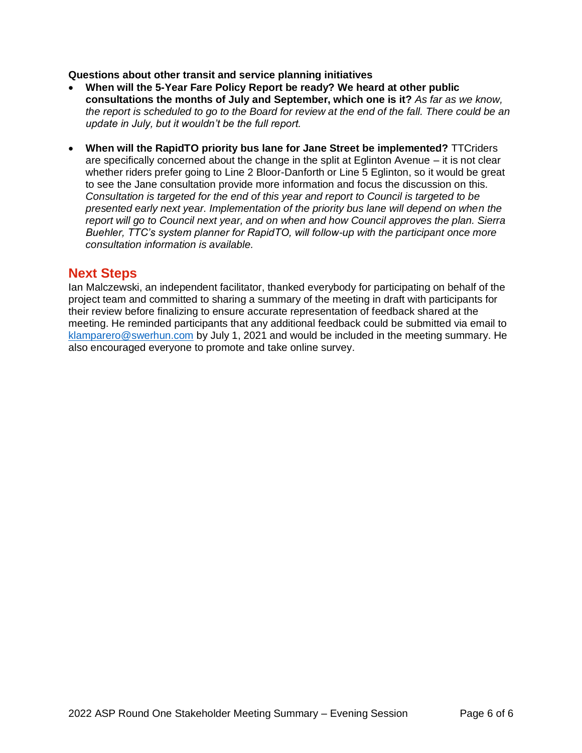**Questions about other transit and service planning initiatives**

- **When will the 5-Year Fare Policy Report be ready? We heard at other public consultations the months of July and September, which one is it?** *As far as we know, the report is scheduled to go to the Board for review at the end of the fall. There could be an update in July, but it wouldn't be the full report.*

- **When will the RapidTO priority bus lane for Jane Street be implemented?** TTCriders are specifically concerned about the change in the split at Eglinton Avenue – it is not clear whether riders prefer going to Line 2 Bloor-Danforth or Line 5 Eglinton, so it would be great to see the Jane consultation provide more information and focus the discussion on this. *Consultation is targeted for the end of this year and report to Council is targeted to be presented early next year. Implementation of the priority bus lane will depend on when the report will go to Council next year, and on when and how Council approves the plan. Sierra Buehler, TTC's system planner for RapidTO, will follow-up with the participant once more consultation information is available.*

## Next Steps

Ian Malczewski, an independent facilitator, thanked everybody for participating on behalf of the project team and committed to sharing a summary of the meeting in draft with participants for their review before finalizing to ensure accurate representation of feedback shared at the meeting. He reminded participants that any additional feedback could be submitted via email to klamparero@swerhun.com by July 1, 2021 and would be included in the meeting summary. He also encouraged everyone to promote and take online survey.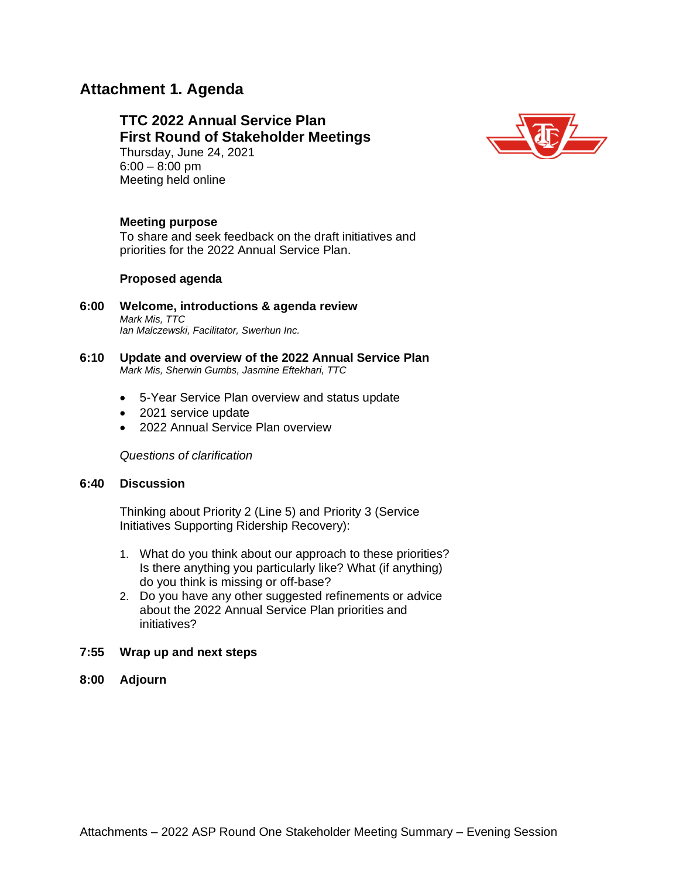# Attachment 1. Agenda

## TTC 2022 Annual Service Plan
## First Round of Stakeholder Meetings

Thursday, June 24, 2021
6:00 – 8:00 pm
Meeting held online

**Meeting purpose**
To share and seek feedback on the draft initiatives and priorities for the 2022 Annual Service Plan.

**Proposed agenda**

**6:00 Welcome, introductions & agenda review**
*Mark Mis, TTC*
*Ian Malczewski, Facilitator, Swerhun Inc.*

**6:10 Update and overview of the 2022 Annual Service Plan**
*Mark Mis, Sherwin Gumbs, Jasmine Eftekhari, TTC*

- 5-Year Service Plan overview and status update
- 2021 service update
- 2022 Annual Service Plan overview

*Questions of clarification*

**6:40 Discussion**

Thinking about Priority 2 (Line 5) and Priority 3 (Service Initiatives Supporting Ridership Recovery):

1. What do you think about our approach to these priorities? Is there anything you particularly like? What (if anything) do you think is missing or off-base?
2. Do you have any other suggested refinements or advice about the 2022 Annual Service Plan priorities and initiatives?

**7:55 Wrap up and next steps**

**8:00 Adjourn**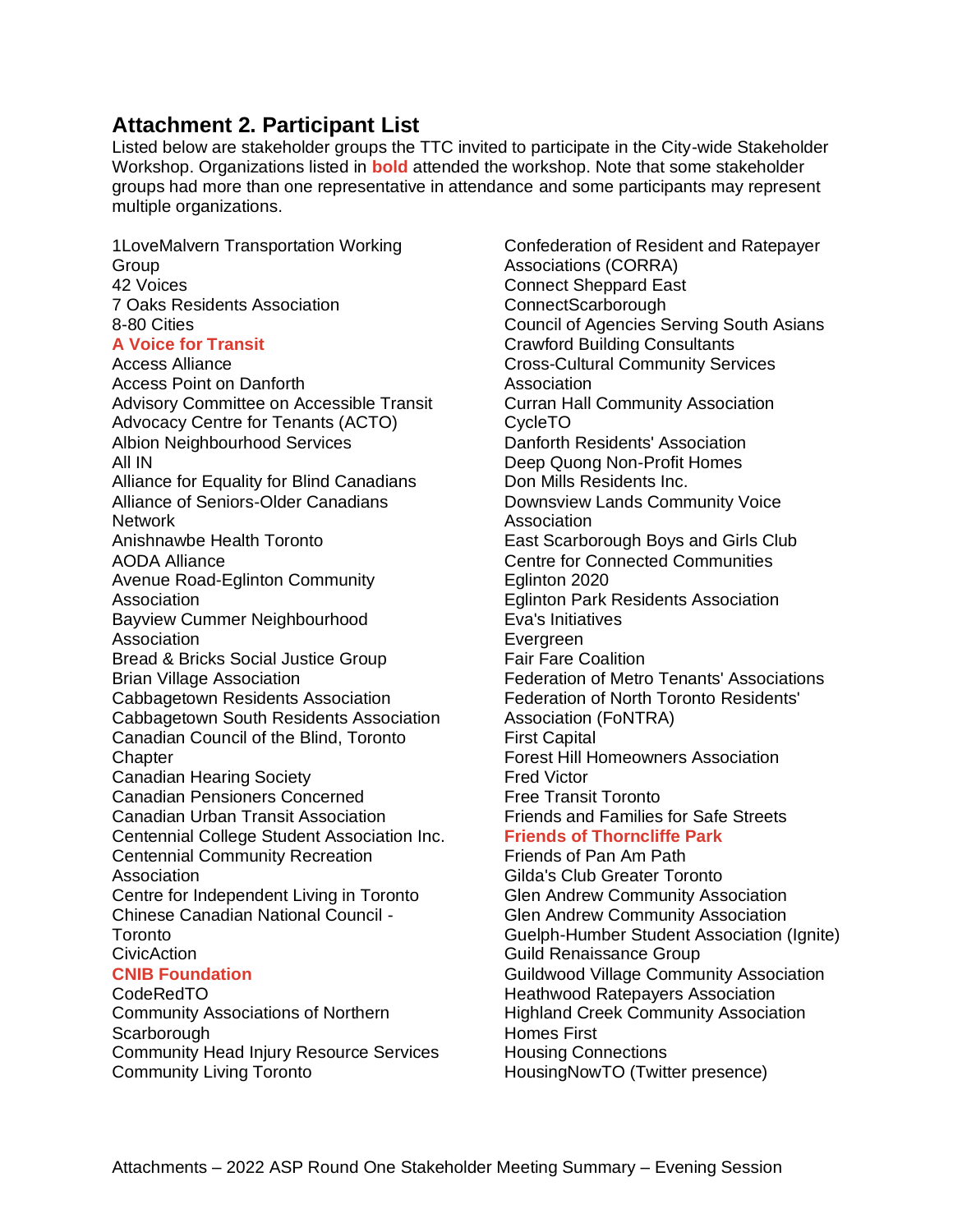## Attachment 2. Participant List

Listed below are stakeholder groups the TTC invited to participate in the City-wide Stakeholder Workshop. Organizations listed in **bold** attended the workshop. Note that some stakeholder groups had more than one representative in attendance and some participants may represent multiple organizations.

1LoveMalvern Transportation Working Group
42 Voices
7 Oaks Residents Association
8-80 Cities
**A Voice for Transit**
Access Alliance
Access Point on Danforth
Advisory Committee on Accessible Transit
Advocacy Centre for Tenants (ACTO)
Albion Neighbourhood Services
All IN
Alliance for Equality for Blind Canadians
Alliance of Seniors-Older Canadians Network
Anishnawbe Health Toronto
AODA Alliance
Avenue Road-Eglinton Community Association
Bayview Cummer Neighbourhood Association
Bread & Bricks Social Justice Group
Brian Village Association
Cabbagetown Residents Association
Cabbagetown South Residents Association
Canadian Council of the Blind, Toronto Chapter
Canadian Hearing Society
Canadian Pensioners Concerned
Canadian Urban Transit Association
Centennial College Student Association Inc.
Centennial Community Recreation Association
Centre for Independent Living in Toronto
Chinese Canadian National Council - Toronto
CivicAction
**CNIB Foundation**
CodeRedTO
Community Associations of Northern Scarborough
Community Head Injury Resource Services
Community Living Toronto
Confederation of Resident and Ratepayer Associations (CORRA)
Connect Sheppard East
ConnectScarborough
Council of Agencies Serving South Asians
Crawford Building Consultants
Cross-Cultural Community Services Association
Curran Hall Community Association
CycleTO
Danforth Residents' Association
Deep Quong Non-Profit Homes
Don Mills Residents Inc.
Downsview Lands Community Voice Association
East Scarborough Boys and Girls Club
Centre for Connected Communities
Eglinton 2020
Eglinton Park Residents Association
Eva's Initiatives
Evergreen
Fair Fare Coalition
Federation of Metro Tenants' Associations
Federation of North Toronto Residents' Association (FoNTRA)
First Capital
Forest Hill Homeowners Association
Fred Victor
Free Transit Toronto
Friends and Families for Safe Streets
**Friends of Thorncliffe Park**
Friends of Pan Am Path
Gilda's Club Greater Toronto
Glen Andrew Community Association
Glen Andrew Community Association
Guelph-Humber Student Association (Ignite)
Guild Renaissance Group
Guildwood Village Community Association
Heathwood Ratepayers Association
Highland Creek Community Association
Homes First
Housing Connections
HousingNowTO (Twitter presence)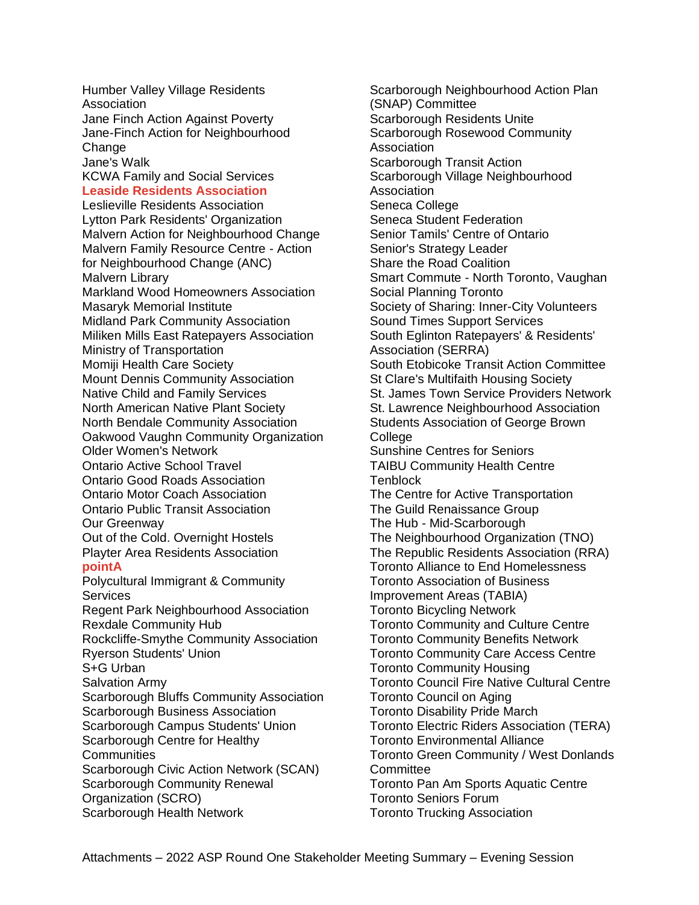Humber Valley Village Residents Association
Jane Finch Action Against Poverty
Jane-Finch Action for Neighbourhood Change
Jane's Walk
KCWA Family and Social Services
**Leaside Residents Association**
Leslieville Residents Association
Lytton Park Residents' Organization
Malvern Action for Neighbourhood Change
Malvern Family Resource Centre - Action for Neighbourhood Change (ANC)
Malvern Library
Markland Wood Homeowners Association
Masaryk Memorial Institute
Midland Park Community Association
Miliken Mills East Ratepayers Association
Ministry of Transportation
Momiji Health Care Society
Mount Dennis Community Association
Native Child and Family Services
North American Native Plant Society
North Bendale Community Association
Oakwood Vaughn Community Organization
Older Women's Network
Ontario Active School Travel
Ontario Good Roads Association
Ontario Motor Coach Association
Ontario Public Transit Association
Our Greenway
Out of the Cold. Overnight Hostels
Playter Area Residents Association
**pointA**
Polycultural Immigrant & Community Services
Regent Park Neighbourhood Association
Rexdale Community Hub
Rockcliffe-Smythe Community Association
Ryerson Students' Union
S+G Urban
Salvation Army
Scarborough Bluffs Community Association
Scarborough Business Association
Scarborough Campus Students' Union
Scarborough Centre for Healthy Communities
Scarborough Civic Action Network (SCAN)
Scarborough Community Renewal Organization (SCRO)
Scarborough Health Network
Scarborough Neighbourhood Action Plan (SNAP) Committee
Scarborough Residents Unite
Scarborough Rosewood Community Association
Scarborough Transit Action
Scarborough Village Neighbourhood Association
Seneca College
Seneca Student Federation
Senior Tamils' Centre of Ontario
Senior's Strategy Leader
Share the Road Coalition
Smart Commute - North Toronto, Vaughan
Social Planning Toronto
Society of Sharing: Inner-City Volunteers
Sound Times Support Services
South Eglinton Ratepayers' & Residents' Association (SERRA)
South Etobicoke Transit Action Committee
St Clare's Multifaith Housing Society
St. James Town Service Providers Network
St. Lawrence Neighbourhood Association
Students Association of George Brown College
Sunshine Centres for Seniors
TAIBU Community Health Centre
Tenblock
The Centre for Active Transportation
The Guild Renaissance Group
The Hub - Mid-Scarborough
The Neighbourhood Organization (TNO)
The Republic Residents Association (RRA)
Toronto Alliance to End Homelessness
Toronto Association of Business Improvement Areas (TABIA)
Toronto Bicycling Network
Toronto Community and Culture Centre
Toronto Community Benefits Network
Toronto Community Care Access Centre
Toronto Community Housing
Toronto Council Fire Native Cultural Centre
Toronto Council on Aging
Toronto Disability Pride March
Toronto Electric Riders Association (TERA)
Toronto Environmental Alliance
Toronto Green Community / West Donlands Committee
Toronto Pan Am Sports Aquatic Centre
Toronto Seniors Forum
Toronto Trucking Association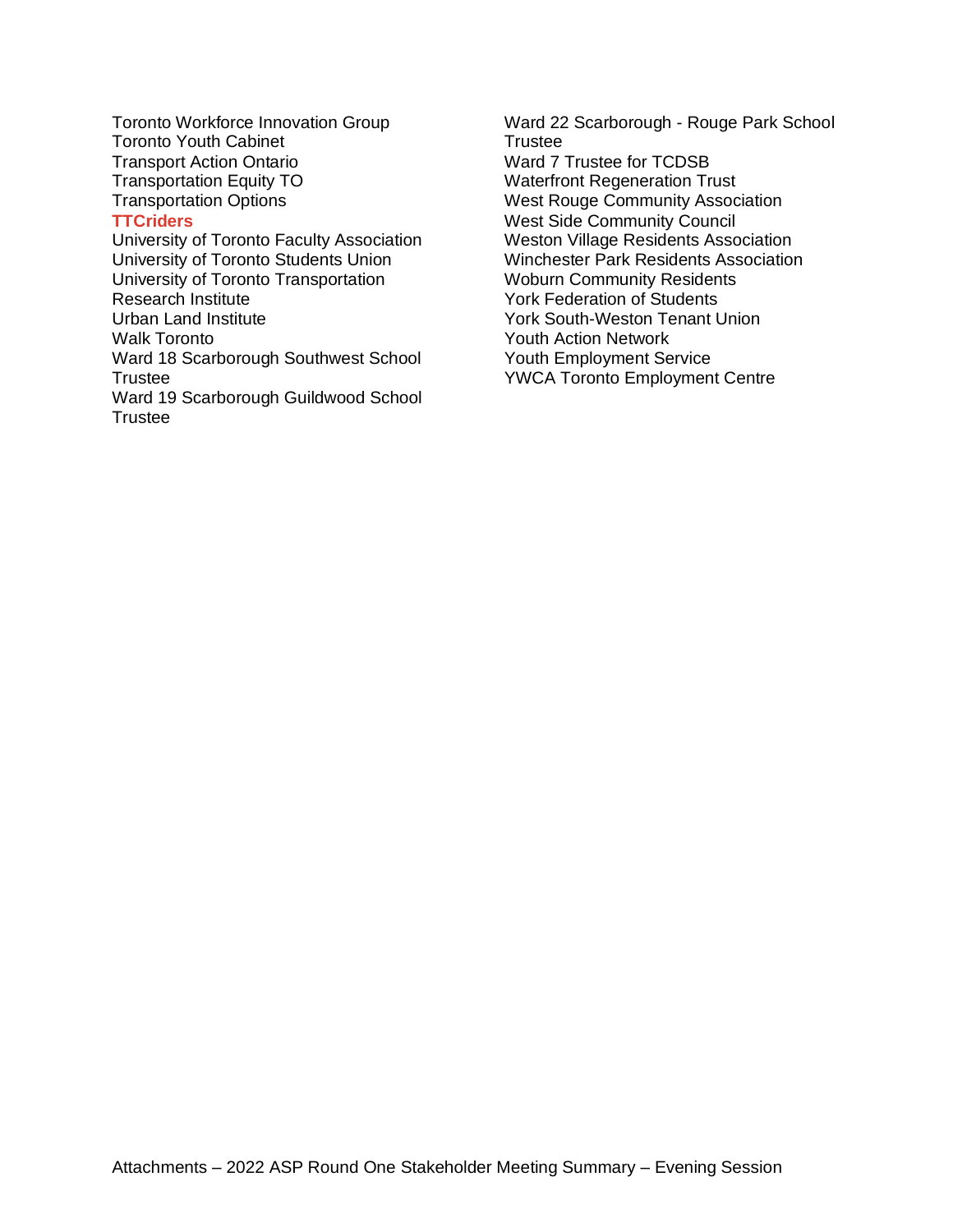Toronto Workforce Innovation Group
Toronto Youth Cabinet
Transport Action Ontario
Transportation Equity TO
Transportation Options
**TTCriders**
University of Toronto Faculty Association
University of Toronto Students Union
University of Toronto Transportation Research Institute
Urban Land Institute
Walk Toronto
Ward 18 Scarborough Southwest School Trustee
Ward 19 Scarborough Guildwood School Trustee
Ward 22 Scarborough - Rouge Park School Trustee
Ward 7 Trustee for TCDSB
Waterfront Regeneration Trust
West Rouge Community Association
West Side Community Council
Weston Village Residents Association
Winchester Park Residents Association
Woburn Community Residents
York Federation of Students
York South-Weston Tenant Union
Youth Action Network
Youth Employment Service
YWCA Toronto Employment Centre